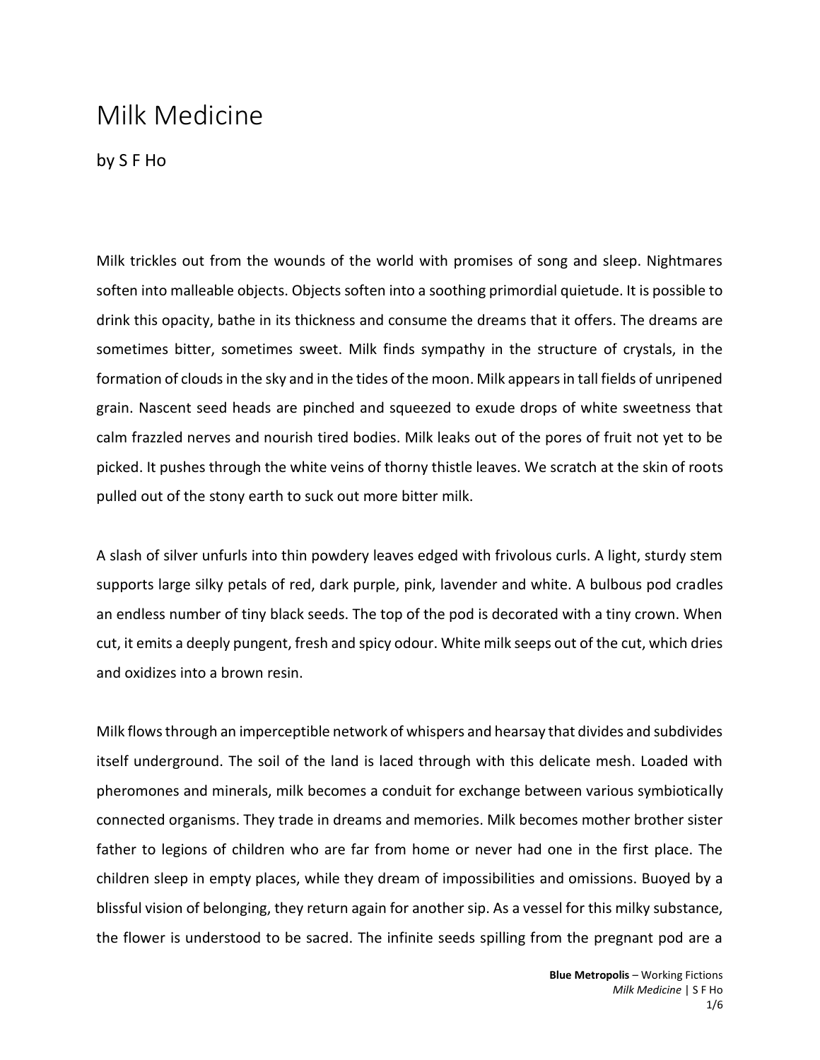# Milk Medicine

by S F Ho

Milk trickles out from the wounds of the world with promises of song and sleep. Nightmares soften into malleable objects. Objects soften into a soothing primordial quietude. It is possible to drink this opacity, bathe in its thickness and consume the dreams that it offers. The dreams are sometimes bitter, sometimes sweet. Milk finds sympathy in the structure of crystals, in the formation of clouds in the sky and in the tides of the moon. Milk appears in tall fields of unripened grain. Nascent seed heads are pinched and squeezed to exude drops of white sweetness that calm frazzled nerves and nourish tired bodies. Milk leaks out of the pores of fruit not yet to be picked. It pushes through the white veins of thorny thistle leaves. We scratch at the skin of roots pulled out of the stony earth to suck out more bitter milk.

A slash of silver unfurls into thin powdery leaves edged with frivolous curls. A light, sturdy stem supports large silky petals of red, dark purple, pink, lavender and white. A bulbous pod cradles an endless number of tiny black seeds. The top of the pod is decorated with a tiny crown. When cut, it emits a deeply pungent, fresh and spicy odour. White milk seeps out of the cut, which dries and oxidizes into a brown resin.

Milk flows through an imperceptible network of whispers and hearsay that divides and subdivides itself underground. The soil of the land is laced through with this delicate mesh. Loaded with pheromones and minerals, milk becomes a conduit for exchange between various symbiotically connected organisms. They trade in dreams and memories. Milk becomes mother brother sister father to legions of children who are far from home or never had one in the first place. The children sleep in empty places, while they dream of impossibilities and omissions. Buoyed by a blissful vision of belonging, they return again for another sip. As a vessel for this milky substance, the flower is understood to be sacred. The infinite seeds spilling from the pregnant pod are a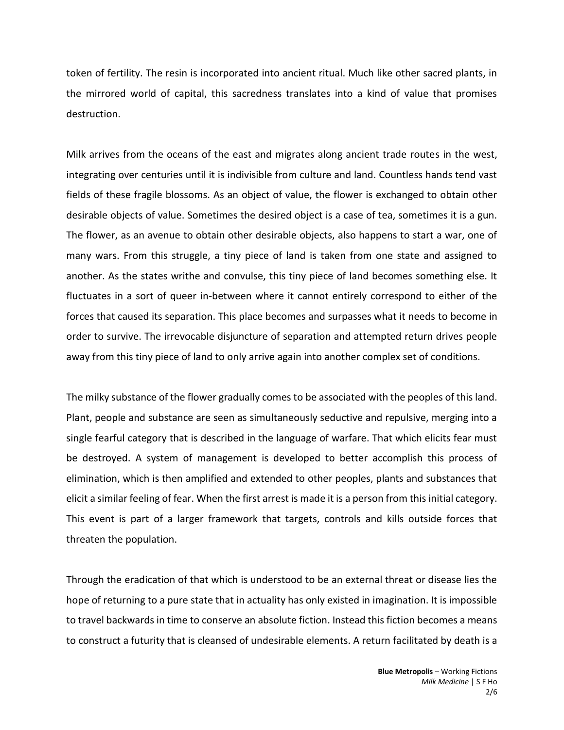token of fertility. The resin is incorporated into ancient ritual. Much like other sacred plants, in the mirrored world of capital, this sacredness translates into a kind of value that promises destruction.

Milk arrives from the oceans of the east and migrates along ancient trade routes in the west, integrating over centuries until it is indivisible from culture and land. Countless hands tend vast fields of these fragile blossoms. As an object of value, the flower is exchanged to obtain other desirable objects of value. Sometimes the desired object is a case of tea, sometimes it is a gun. The flower, as an avenue to obtain other desirable objects, also happens to start a war, one of many wars. From this struggle, a tiny piece of land is taken from one state and assigned to another. As the states writhe and convulse, this tiny piece of land becomes something else. It fluctuates in a sort of queer in-between where it cannot entirely correspond to either of the forces that caused its separation. This place becomes and surpasses what it needs to become in order to survive. The irrevocable disjuncture of separation and attempted return drives people away from this tiny piece of land to only arrive again into another complex set of conditions.

The milky substance of the flower gradually comes to be associated with the peoples of this land. Plant, people and substance are seen as simultaneously seductive and repulsive, merging into a single fearful category that is described in the language of warfare. That which elicits fear must be destroyed. A system of management is developed to better accomplish this process of elimination, which is then amplified and extended to other peoples, plants and substances that elicit a similar feeling of fear. When the first arrest is made it is a person from this initial category. This event is part of a larger framework that targets, controls and kills outside forces that threaten the population.

Through the eradication of that which is understood to be an external threat or disease lies the hope of returning to a pure state that in actuality has only existed in imagination. It is impossible to travel backwards in time to conserve an absolute fiction. Instead this fiction becomes a means to construct a futurity that is cleansed of undesirable elements. A return facilitated by death is a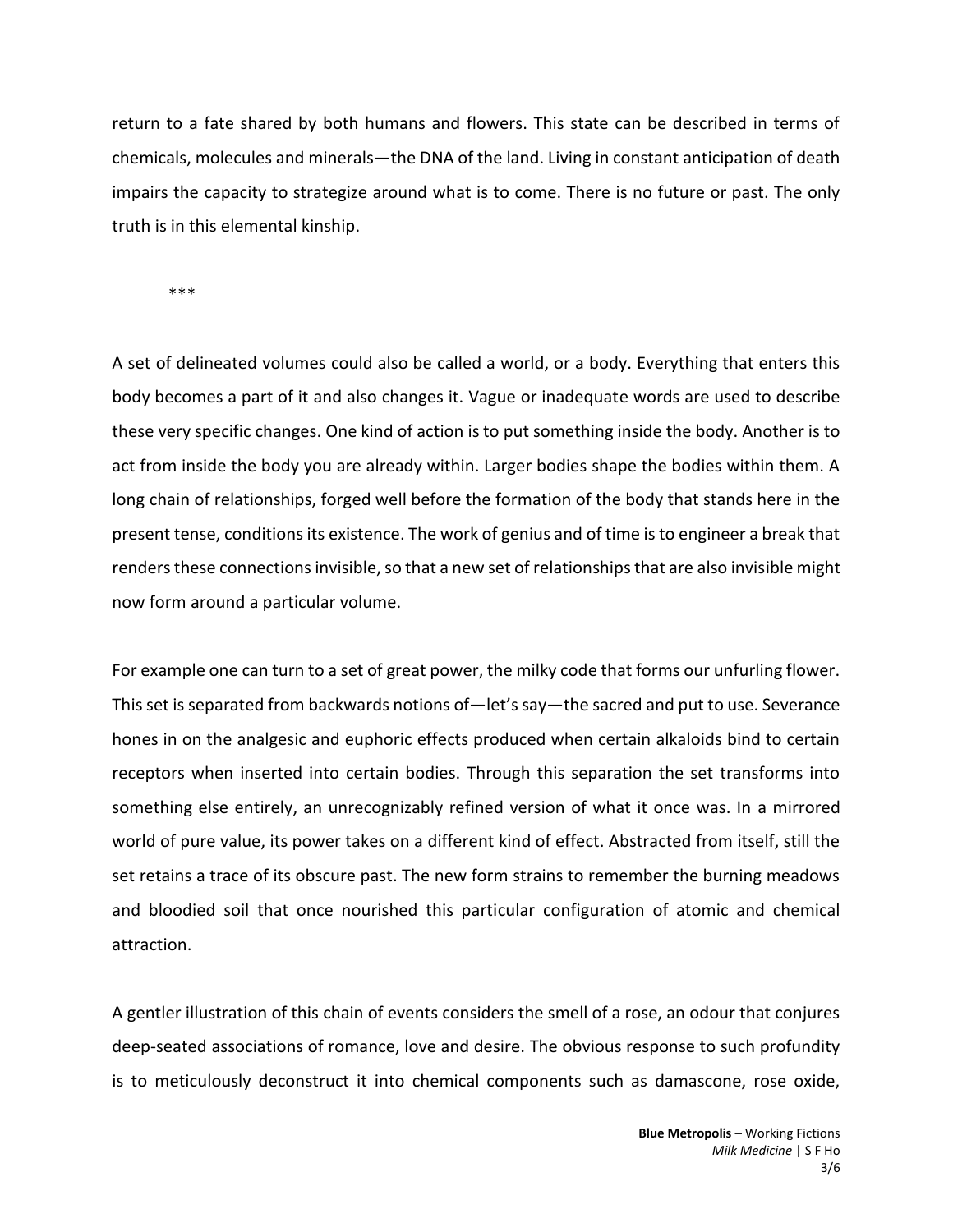return to a fate shared by both humans and flowers. This state can be described in terms of chemicals, molecules and minerals—the DNA of the land. Living in constant anticipation of death impairs the capacity to strategize around what is to come. There is no future or past. The only truth is in this elemental kinship.

***

A set of delineated volumes could also be called a world, or a body. Everything that enters this body becomes a part of it and also changes it. Vague or inadequate words are used to describe these very specific changes. One kind of action is to put something inside the body. Another is to act from inside the body you are already within. Larger bodies shape the bodies within them. A long chain of relationships, forged well before the formation of the body that stands here in the present tense, conditions its existence. The work of genius and of time is to engineer a break that renders these connections invisible, so that a new set of relationships that are also invisible might now form around a particular volume.

For example one can turn to a set of great power, the milky code that forms our unfurling flower. This set is separated from backwards notions of—let's say—the sacred and put to use. Severance hones in on the analgesic and euphoric effects produced when certain alkaloids bind to certain receptors when inserted into certain bodies. Through this separation the set transforms into something else entirely, an unrecognizably refined version of what it once was. In a mirrored world of pure value, its power takes on a different kind of effect. Abstracted from itself, still the set retains a trace of its obscure past. The new form strains to remember the burning meadows and bloodied soil that once nourished this particular configuration of atomic and chemical attraction.

A gentler illustration of this chain of events considers the smell of a rose, an odour that conjures deep-seated associations of romance, love and desire. The obvious response to such profundity is to meticulously deconstruct it into chemical components such as damascone, rose oxide,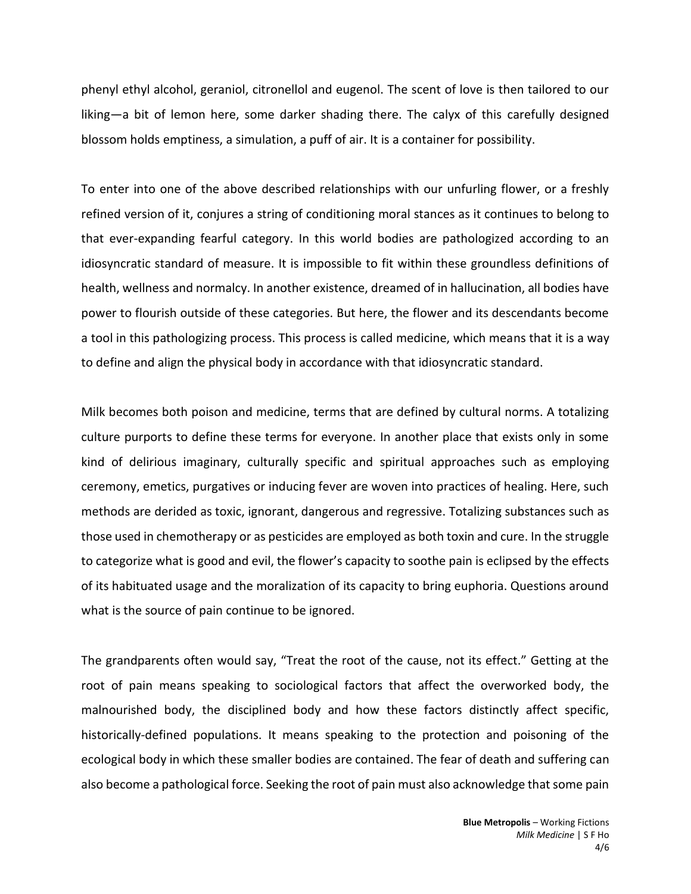phenyl ethyl alcohol, geraniol, citronellol and eugenol. The scent of love is then tailored to our liking—a bit of lemon here, some darker shading there. The calyx of this carefully designed blossom holds emptiness, a simulation, a puff of air. It is a container for possibility.

To enter into one of the above described relationships with our unfurling flower, or a freshly refined version of it, conjures a string of conditioning moral stances as it continues to belong to that ever-expanding fearful category. In this world bodies are pathologized according to an idiosyncratic standard of measure. It is impossible to fit within these groundless definitions of health, wellness and normalcy. In another existence, dreamed of in hallucination, all bodies have power to flourish outside of these categories. But here, the flower and its descendants become a tool in this pathologizing process. This process is called medicine, which means that it is a way to define and align the physical body in accordance with that idiosyncratic standard.

Milk becomes both poison and medicine, terms that are defined by cultural norms. A totalizing culture purports to define these terms for everyone. In another place that exists only in some kind of delirious imaginary, culturally specific and spiritual approaches such as employing ceremony, emetics, purgatives or inducing fever are woven into practices of healing. Here, such methods are derided as toxic, ignorant, dangerous and regressive. Totalizing substances such as those used in chemotherapy or as pesticides are employed as both toxin and cure. In the struggle to categorize what is good and evil, the flower's capacity to soothe pain is eclipsed by the effects of its habituated usage and the moralization of its capacity to bring euphoria. Questions around what is the source of pain continue to be ignored.

The grandparents often would say, "Treat the root of the cause, not its effect." Getting at the root of pain means speaking to sociological factors that affect the overworked body, the malnourished body, the disciplined body and how these factors distinctly affect specific, historically-defined populations. It means speaking to the protection and poisoning of the ecological body in which these smaller bodies are contained. The fear of death and suffering can also become a pathological force. Seeking the root of pain must also acknowledge that some pain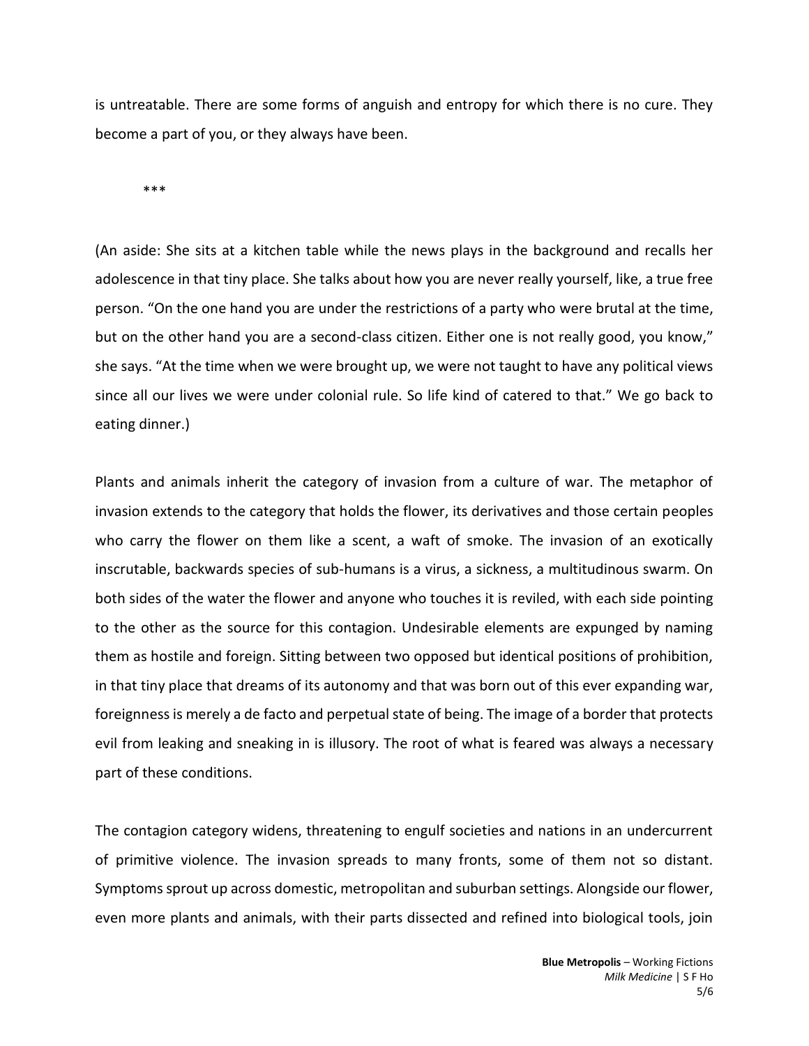is untreatable. There are some forms of anguish and entropy for which there is no cure. They become a part of you, or they always have been.

***

(An aside: She sits at a kitchen table while the news plays in the background and recalls her adolescence in that tiny place. She talks about how you are never really yourself, like, a true free person. "On the one hand you are under the restrictions of a party who were brutal at the time, but on the other hand you are a second-class citizen. Either one is not really good, you know," she says. "At the time when we were brought up, we were not taught to have any political views since all our lives we were under colonial rule. So life kind of catered to that." We go back to eating dinner.)

Plants and animals inherit the category of invasion from a culture of war. The metaphor of invasion extends to the category that holds the flower, its derivatives and those certain peoples who carry the flower on them like a scent, a waft of smoke. The invasion of an exotically inscrutable, backwards species of sub-humans is a virus, a sickness, a multitudinous swarm. On both sides of the water the flower and anyone who touches it is reviled, with each side pointing to the other as the source for this contagion. Undesirable elements are expunged by naming them as hostile and foreign. Sitting between two opposed but identical positions of prohibition, in that tiny place that dreams of its autonomy and that was born out of this ever expanding war, foreignness is merely a de facto and perpetual state of being. The image of a border that protects evil from leaking and sneaking in is illusory. The root of what is feared was always a necessary part of these conditions.

The contagion category widens, threatening to engulf societies and nations in an undercurrent of primitive violence. The invasion spreads to many fronts, some of them not so distant. Symptoms sprout up across domestic, metropolitan and suburban settings. Alongside our flower, even more plants and animals, with their parts dissected and refined into biological tools, join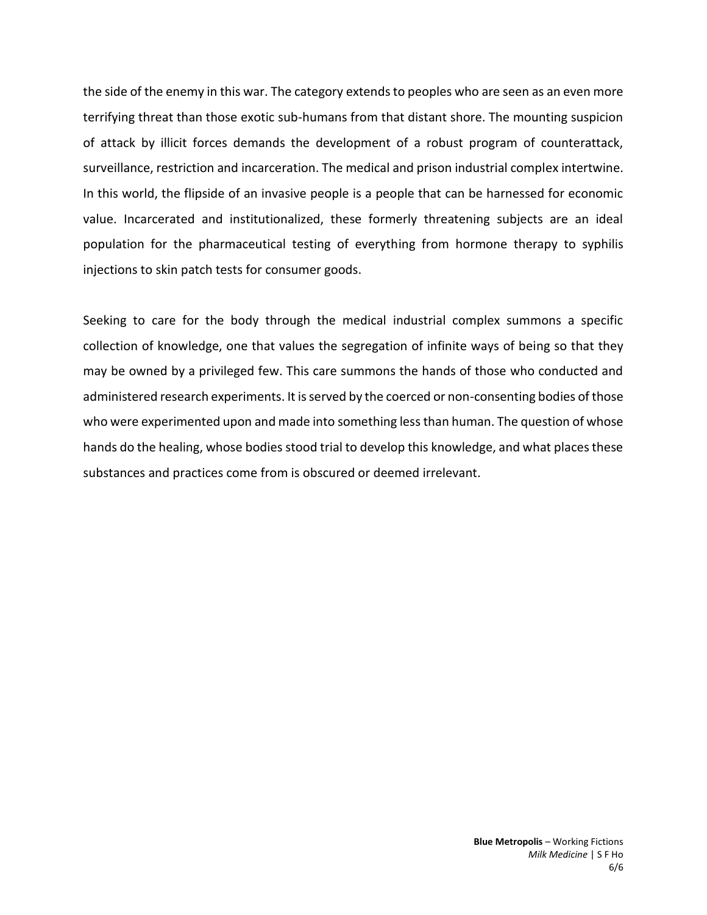the side of the enemy in this war. The category extends to peoples who are seen as an even more terrifying threat than those exotic sub-humans from that distant shore. The mounting suspicion of attack by illicit forces demands the development of a robust program of counterattack, surveillance, restriction and incarceration. The medical and prison industrial complex intertwine. In this world, the flipside of an invasive people is a people that can be harnessed for economic value. Incarcerated and institutionalized, these formerly threatening subjects are an ideal population for the pharmaceutical testing of everything from hormone therapy to syphilis injections to skin patch tests for consumer goods.

Seeking to care for the body through the medical industrial complex summons a specific collection of knowledge, one that values the segregation of infinite ways of being so that they may be owned by a privileged few. This care summons the hands of those who conducted and administered research experiments. It is served by the coerced or non-consenting bodies of those who were experimented upon and made into something less than human. The question of whose hands do the healing, whose bodies stood trial to develop this knowledge, and what places these substances and practices come from is obscured or deemed irrelevant.